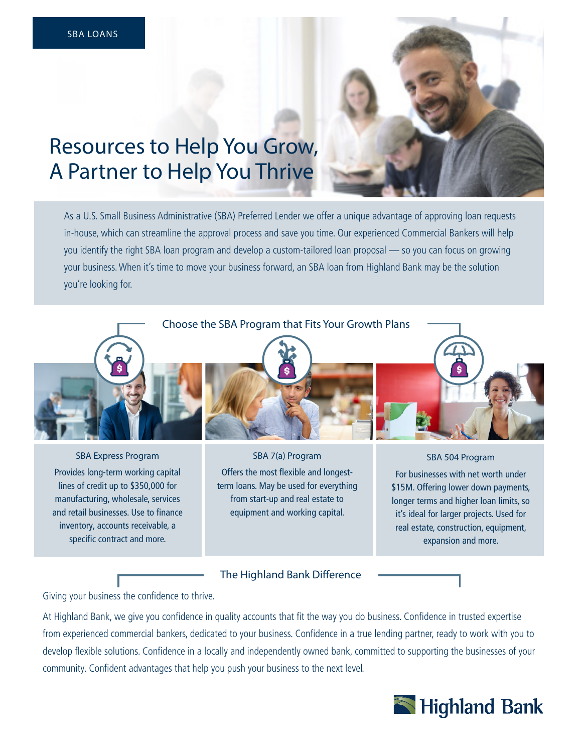SBA LOANS

# Resources to Help You Grow, A Partner to Help You Thrive

As a U.S. Small Business Administrative (SBA) Preferred Lender we offer a unique advantage of approving loan requests in-house, which can streamline the approval process and save you time. Our experienced Commercial Bankers will help you identify the right SBA loan program and develop a custom-tailored loan proposal — so you can focus on growing your business. When it's time to move your business forward, an SBA loan from Highland Bank may be the solution you're looking for.

## Choose the SBA Program that Fits Your Growth Plans

### SBA Express Program

Provides long-term working capital lines of credit up to $350,000 for manufacturing, wholesale, services and retail businesses. Use to finance inventory, accounts receivable, a specific contract and more.

### SBA 7(a) Program

Offers the most flexible and longest-term loans. May be used for everything from start-up and real estate to equipment and working capital.

### SBA 504 Program

For businesses with net worth under $15M. Offering lower down payments, longer terms and higher loan limits, so it's ideal for larger projects. Used for real estate, construction, equipment, expansion and more.

## The Highland Bank Difference

Giving your business the confidence to thrive.

At Highland Bank, we give you confidence in quality accounts that fit the way you do business. Confidence in trusted expertise from experienced commercial bankers, dedicated to your business. Confidence in a true lending partner, ready to work with you to develop flexible solutions. Confidence in a locally and independently owned bank, committed to supporting the businesses of your community. Confident advantages that help you push your business to the next level.

Highland Bank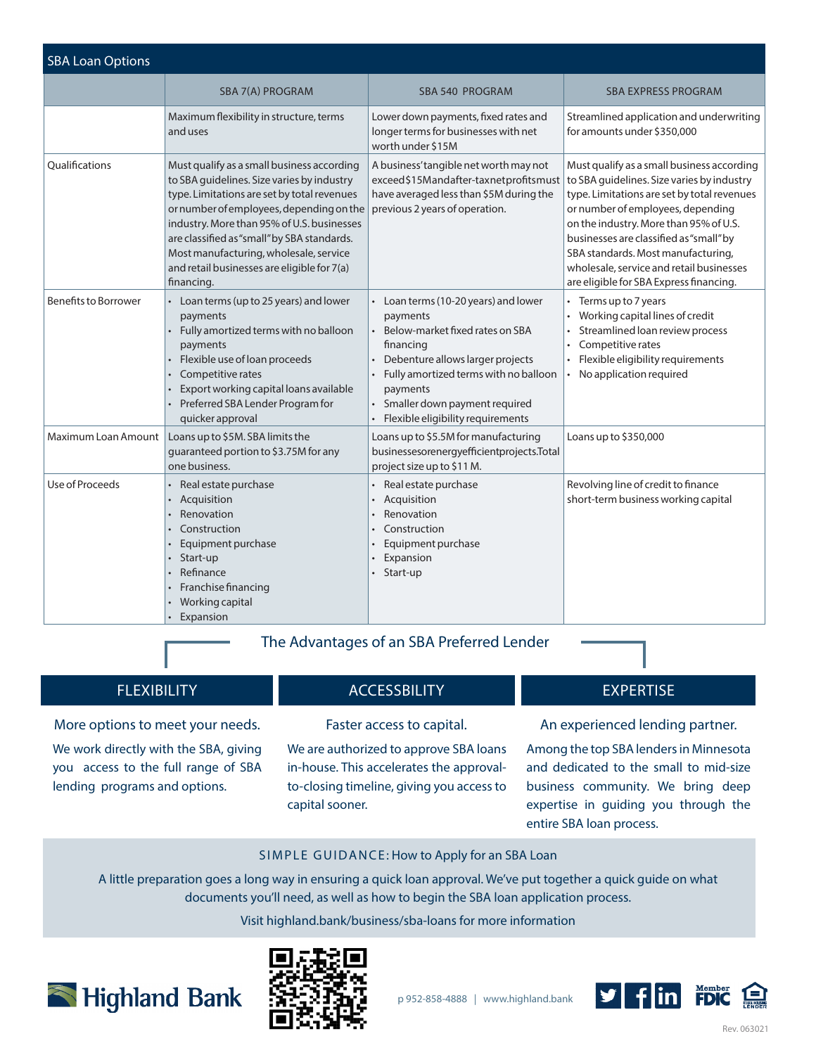## SBA Loan Options

| | SBA 7(A) PROGRAM | SBA 540 PROGRAM | SBA EXPRESS PROGRAM |
|---|---|---|---|
| | Maximum flexibility in structure, terms and uses | Lower down payments, fixed rates and longer terms for businesses with net worth under $15M | Streamlined application and underwriting for amounts under $350,000 |
| Qualifications | Must qualify as a small business according to SBA guidelines. Size varies by industry type. Limitations are set by total revenues or number of employees, depending on the industry. More than 95% of U.S. businesses are classified as "small" by SBA standards. Most manufacturing, wholesale, service and retail businesses are eligible for 7(a) financing. | A business' tangible net worth may not exceed $15M and after-tax net profits must have averaged less than $5M during the previous 2 years of operation. | Must qualify as a small business according to SBA guidelines. Size varies by industry type. Limitations are set by total revenues or number of employees, depending on the industry. More than 95% of U.S. businesses are classified as "small" by SBA standards. Most manufacturing, wholesale, service and retail businesses are eligible for SBA Express financing. |
| Benefits to Borrower | • Loan terms (up to 25 years) and lower payments<br>• Fully amortized terms with no balloon payments<br>• Flexible use of loan proceeds<br>• Competitive rates<br>• Export working capital loans available<br>• Preferred SBA Lender Program for quicker approval | • Loan terms (10-20 years) and lower payments<br>• Below-market fixed rates on SBA financing<br>• Debenture allows larger projects<br>• Fully amortized terms with no balloon payments<br>• Smaller down payment required<br>• Flexible eligibility requirements | • Terms up to 7 years<br>• Working capital lines of credit<br>• Streamlined loan review process<br>• Competitive rates<br>• Flexible eligibility requirements<br>• No application required |
| Maximum Loan Amount | Loans up to $5M. SBA limits the guaranteed portion to $3.75M for any one business. | Loans up to $5.5M for manufacturing businesses or energy efficient projects. Total project size up to $11 M. | Loans up to $350,000 |
| Use of Proceeds | • Real estate purchase<br>• Acquisition<br>• Renovation<br>• Construction<br>• Equipment purchase<br>• Start-up<br>• Refinance<br>• Franchise financing<br>• Working capital<br>• Expansion | • Real estate purchase<br>• Acquisition<br>• Renovation<br>• Construction<br>• Equipment purchase<br>• Expansion<br>• Start-up | Revolving line of credit to finance short-term business working capital |

## The Advantages of an SBA Preferred Lender

### FLEXIBILITY

More options to meet your needs.

We work directly with the SBA, giving you access to the full range of SBA lending programs and options.

### ACCESSBILITY

Faster access to capital.

We are authorized to approve SBA loans in-house. This accelerates the approval-to-closing timeline, giving you access to capital sooner.

### EXPERTISE

An experienced lending partner.

Among the top SBA lenders in Minnesota and dedicated to the small to mid-size business community. We bring deep expertise in guiding you through the entire SBA loan process.

SIMPLE GUIDANCE: How to Apply for an SBA Loan

A little preparation goes a long way in ensuring a quick loan approval. We've put together a quick guide on what documents you'll need, as well as how to begin the SBA loan application process.

Visit highland.bank/business/sba-loans for more information

Highland Bank

p 952-858-4888 | www.highland.bank

Member FDIC

Rev. 063021